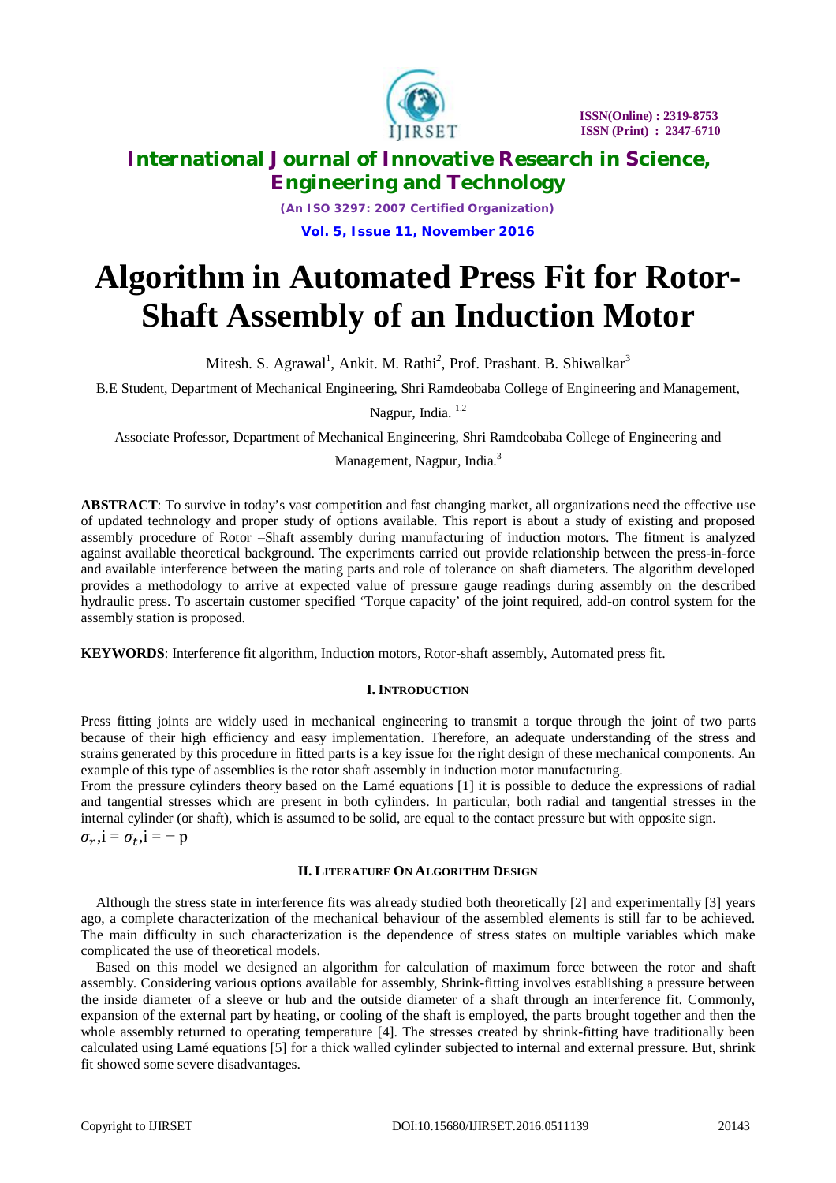# Algorithm in Automated Press Fit for Rotor-Shaft Assembly of an Induction Motor

Mitesh. S. Agrawal[1], Ankit. M. Rathi[2], Prof. Prashant. B. Shiwalkar[3]

B.E Student, Department of Mechanical Engineering, Shri Ramdeobaba College of Engineering and Management, Nagpur, India. [1,2]

Associate Professor, Department of Mechanical Engineering, Shri Ramdeobaba College of Engineering and Management, Nagpur, India.[3]

**ABSTRACT**: To survive in today's vast competition and fast changing market, all organizations need the effective use of updated technology and proper study of options available. This report is about a study of existing and proposed assembly procedure of Rotor –Shaft assembly during manufacturing of induction motors. The fitment is analyzed against available theoretical background. The experiments carried out provide relationship between the press-in-force and available interference between the mating parts and role of tolerance on shaft diameters. The algorithm developed provides a methodology to arrive at expected value of pressure gauge readings during assembly on the described hydraulic press. To ascertain customer specified 'Torque capacity' of the joint required, add-on control system for the assembly station is proposed.

**KEYWORDS**: Interference fit algorithm, Induction motors, Rotor-shaft assembly, Automated press fit.

## I. INTRODUCTION

Press fitting joints are widely used in mechanical engineering to transmit a torque through the joint of two parts because of their high efficiency and easy implementation. Therefore, an adequate understanding of the stress and strains generated by this procedure in fitted parts is a key issue for the right design of these mechanical components. An example of this type of assemblies is the rotor shaft assembly in induction motor manufacturing.

From the pressure cylinders theory based on the Lamé equations [1] it is possible to deduce the expressions of radial and tangential stresses which are present in both cylinders. In particular, both radial and tangential stresses in the internal cylinder (or shaft), which is assumed to be solid, are equal to the contact pressure but with opposite sign.

$\sigma_r$,i = $\sigma_t$,i = − p

## II. LITERATURE ON ALGORITHM DESIGN

Although the stress state in interference fits was already studied both theoretically [2] and experimentally [3] years ago, a complete characterization of the mechanical behaviour of the assembled elements is still far to be achieved. The main difficulty in such characterization is the dependence of stress states on multiple variables which make complicated the use of theoretical models.

Based on this model we designed an algorithm for calculation of maximum force between the rotor and shaft assembly. Considering various options available for assembly, Shrink-fitting involves establishing a pressure between the inside diameter of a sleeve or hub and the outside diameter of a shaft through an interference fit. Commonly, expansion of the external part by heating, or cooling of the shaft is employed, the parts brought together and then the whole assembly returned to operating temperature [4]. The stresses created by shrink-fitting have traditionally been calculated using Lamé equations [5] for a thick walled cylinder subjected to internal and external pressure. But, shrink fit showed some severe disadvantages.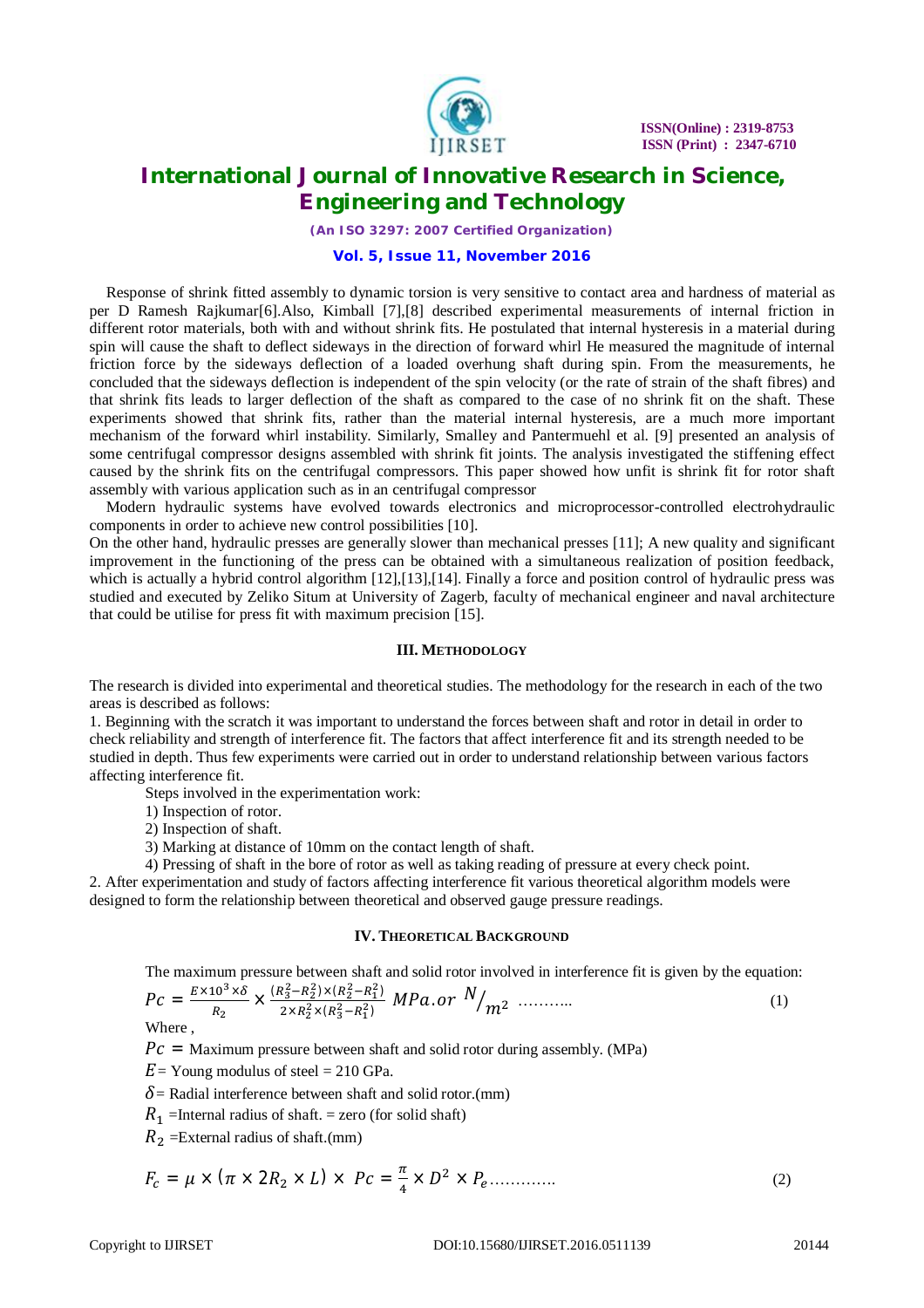Response of shrink fitted assembly to dynamic torsion is very sensitive to contact area and hardness of material as per D Ramesh Rajkumar[6].Also, Kimball [7],[8] described experimental measurements of internal friction in different rotor materials, both with and without shrink fits. He postulated that internal hysteresis in a material during spin will cause the shaft to deflect sideways in the direction of forward whirl He measured the magnitude of internal friction force by the sideways deflection of a loaded overhung shaft during spin. From the measurements, he concluded that the sideways deflection is independent of the spin velocity (or the rate of strain of the shaft fibres) and that shrink fits leads to larger deflection of the shaft as compared to the case of no shrink fit on the shaft. These experiments showed that shrink fits, rather than the material internal hysteresis, are a much more important mechanism of the forward whirl instability. Similarly, Smalley and Pantermuehl et al. [9] presented an analysis of some centrifugal compressor designs assembled with shrink fit joints. The analysis investigated the stiffening effect caused by the shrink fits on the centrifugal compressors. This paper showed how unfit is shrink fit for rotor shaft assembly with various application such as in an centrifugal compressor

Modern hydraulic systems have evolved towards electronics and microprocessor-controlled electrohydraulic components in order to achieve new control possibilities [10].

On the other hand, hydraulic presses are generally slower than mechanical presses [11]; A new quality and significant improvement in the functioning of the press can be obtained with a simultaneous realization of position feedback, which is actually a hybrid control algorithm [12],[13],[14]. Finally a force and position control of hydraulic press was studied and executed by Zeliko Situm at University of Zagerb, faculty of mechanical engineer and naval architecture that could be utilise for press fit with maximum precision [15].

## III. METHODOLOGY

The research is divided into experimental and theoretical studies. The methodology for the research in each of the two areas is described as follows:

1. Beginning with the scratch it was important to understand the forces between shaft and rotor in detail in order to check reliability and strength of interference fit. The factors that affect interference fit and its strength needed to be studied in depth. Thus few experiments were carried out in order to understand relationship between various factors affecting interference fit.

   Steps involved in the experimentation work:

   1) Inspection of rotor.
   2) Inspection of shaft.
   3) Marking at distance of 10mm on the contact length of shaft.
   4) Pressing of shaft in the bore of rotor as well as taking reading of pressure at every check point.

2. After experimentation and study of factors affecting interference fit various theoretical algorithm models were designed to form the relationship between theoretical and observed gauge pressure readings.

## IV. THEORETICAL BACKGROUND

The maximum pressure between shaft and solid rotor involved in interference fit is given by the equation:

$$Pc = \frac{E \times 10^3 \times \delta}{R_2} \times \frac{(R_3^2 - R_2^2) \times (R_2^2 - R_1^2)}{2 \times R_2^2 \times (R_3^2 - R_1^2)} \; MPa.or \; N/_{m^2} \; \ldots\ldots\ldots \quad (1)$$

Where ,

$Pc =$ Maximum pressure between shaft and solid rotor during assembly. (MPa)

$E$ = Young modulus of steel = 210 GPa.

$\delta$ = Radial interference between shaft and solid rotor.(mm)

$R_1$ =Internal radius of shaft. = zero (for solid shaft)

$R_2$ =External radius of shaft.(mm)

$$F_c = \mu \times (\pi \times 2R_2 \times L) \times \; Pc = \frac{\pi}{4} \times D^2 \times P_e \ldots\ldots\ldots\ldots \quad (2)$$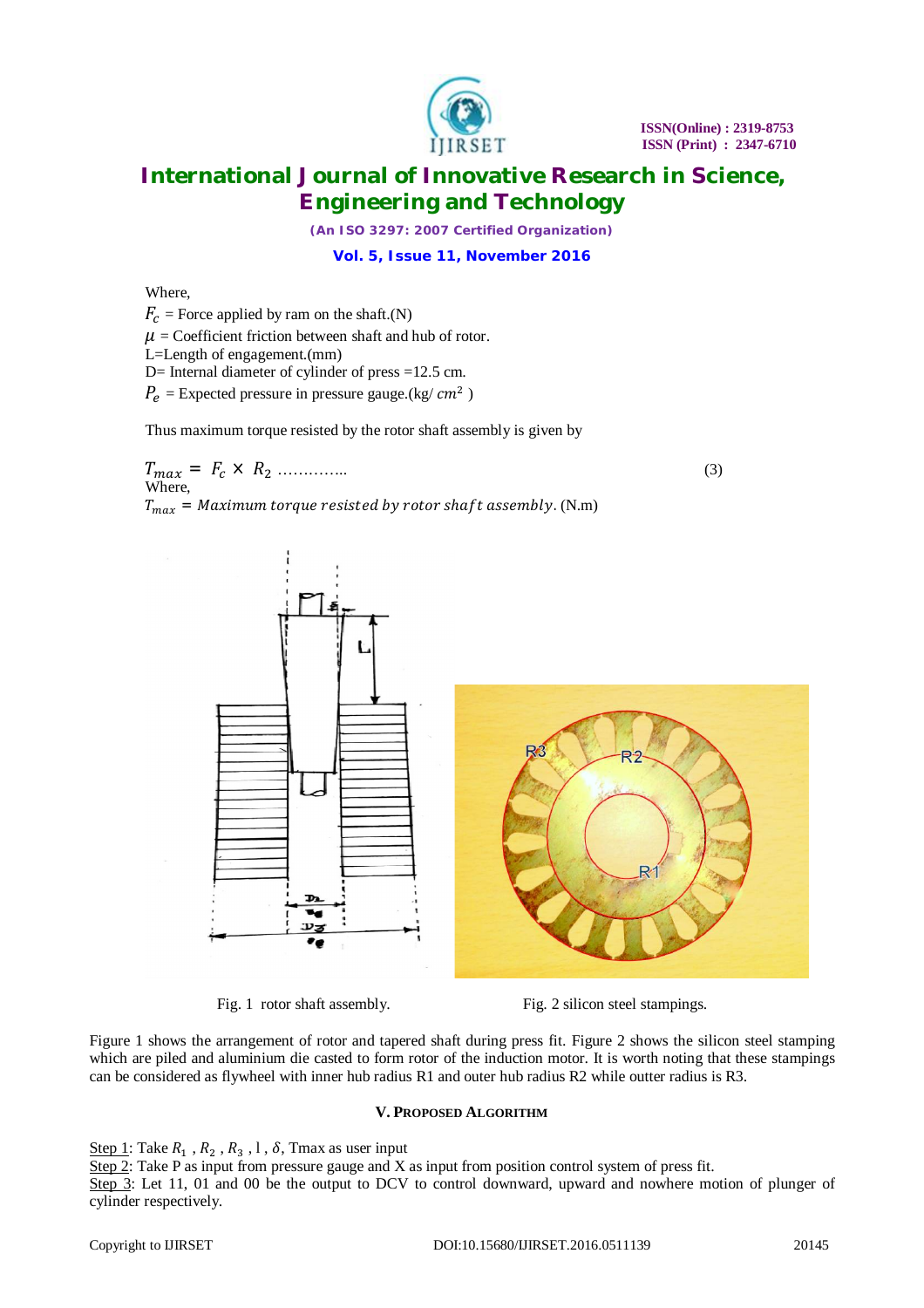Where,

$F_c$ = Force applied by ram on the shaft.(N)

$\mu$ = Coefficient friction between shaft and hub of rotor.

L=Length of engagement.(mm)

D= Internal diameter of cylinder of press =12.5 cm.

$P_e$ = Expected pressure in pressure gauge.(kg/ $cm^2$ )

Thus maximum torque resisted by the rotor shaft assembly is given by

$$T_{max} = F_c \times R_2 \quad \ldots\ldots\ldots\ldots \quad (3)$$

Where,

$T_{max}$ = *Maximum torque resisted by rotor shaft assembly*. (N.m)

Fig. 1 rotor shaft assembly.

Fig. 2 silicon steel stampings.

Figure 1 shows the arrangement of rotor and tapered shaft during press fit. Figure 2 shows the silicon steel stamping which are piled and aluminium die casted to form rotor of the induction motor. It is worth noting that these stampings can be considered as flywheel with inner hub radius R1 and outer hub radius R2 while outter radius is R3.

## V. Proposed Algorithm

Step 1: Take $R_1$ , $R_2$ , $R_3$ , l , $\delta$, Tmax as user input

Step 2: Take P as input from pressure gauge and X as input from position control system of press fit.

Step 3: Let 11, 01 and 00 be the output to DCV to control downward, upward and nowhere motion of plunger of cylinder respectively.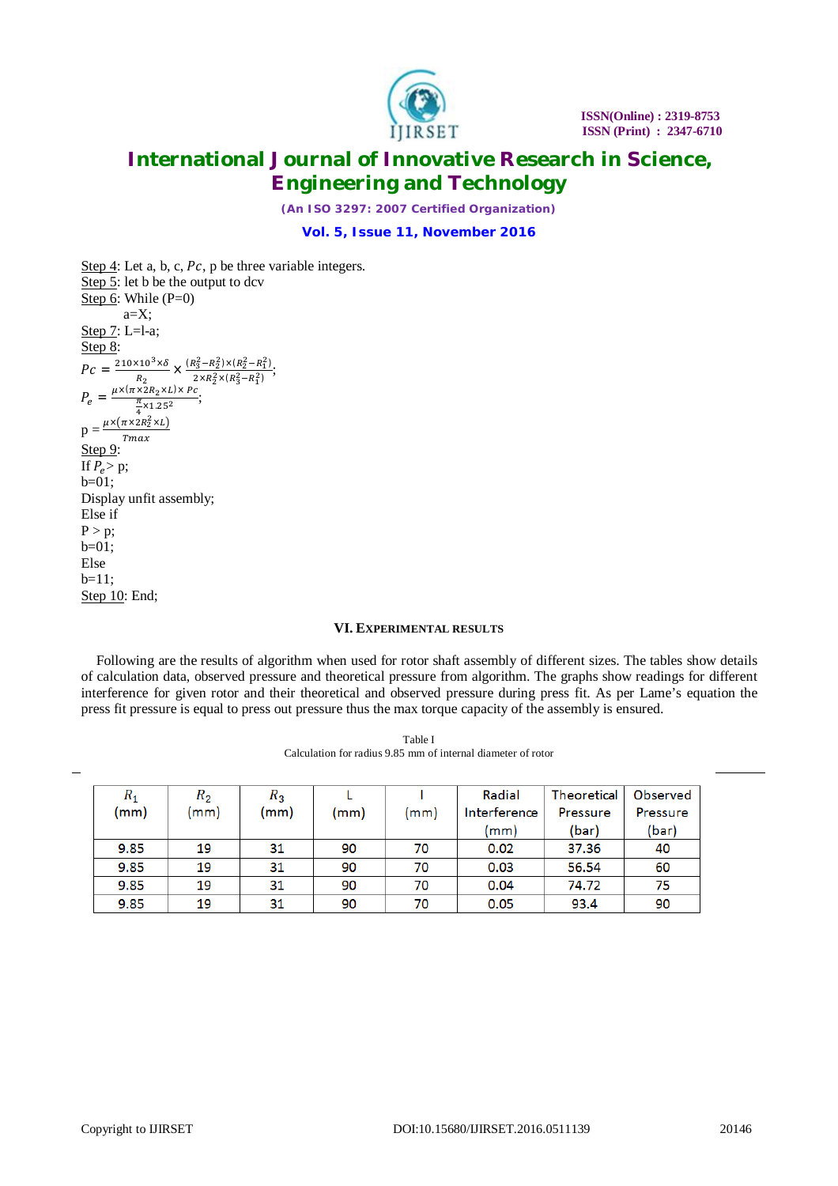Step 4: Let a, b, c, $Pc$, p be three variable integers.
Step 5: let b be the output to dcv
Step 6: While (P=0)
    a=X;
Step 7: L=l-a;
Step 8:

$$Pc = \frac{210 \times 10^3 \times \delta}{R_2} \times \frac{(R_3^2 - R_2^2) \times (R_2^2 - R_1^2)}{2 \times R_2^2 \times (R_3^2 - R_1^2)};$$

$$P_e = \frac{\mu \times (\pi \times 2R_2 \times L) \times Pc}{\frac{\pi}{4} \times 1.25^2};$$

$$p = \frac{\mu \times (\pi \times 2R_2^2 \times L)}{Tmax}$$

Step 9:
If $P_e > p$;
b=01;
Display unfit assembly;
Else if
P > p;
b=01;
Else
b=11;
Step 10: End;

## VI. Experimental Results

Following are the results of algorithm when used for rotor shaft assembly of different sizes. The tables show details of calculation data, observed pressure and theoretical pressure from algorithm. The graphs show readings for different interference for given rotor and their theoretical and observed pressure during press fit. As per Lame's equation the press fit pressure is equal to press out pressure thus the max torque capacity of the assembly is ensured.

Table I
Calculation for radius 9.85 mm of internal diameter of rotor

| $R_1$ (mm) | $R_2$ (mm) | $R_3$ (mm) | L (mm) | l (mm) | Radial Interference (mm) | Theoretical Pressure (bar) | Observed Pressure (bar) |
|---|---|---|---|---|---|---|---|
| 9.85 | 19 | 31 | 90 | 70 | 0.02 | 37.36 | 40 |
| 9.85 | 19 | 31 | 90 | 70 | 0.03 | 56.54 | 60 |
| 9.85 | 19 | 31 | 90 | 70 | 0.04 | 74.72 | 75 |
| 9.85 | 19 | 31 | 90 | 70 | 0.05 | 93.4 | 90 |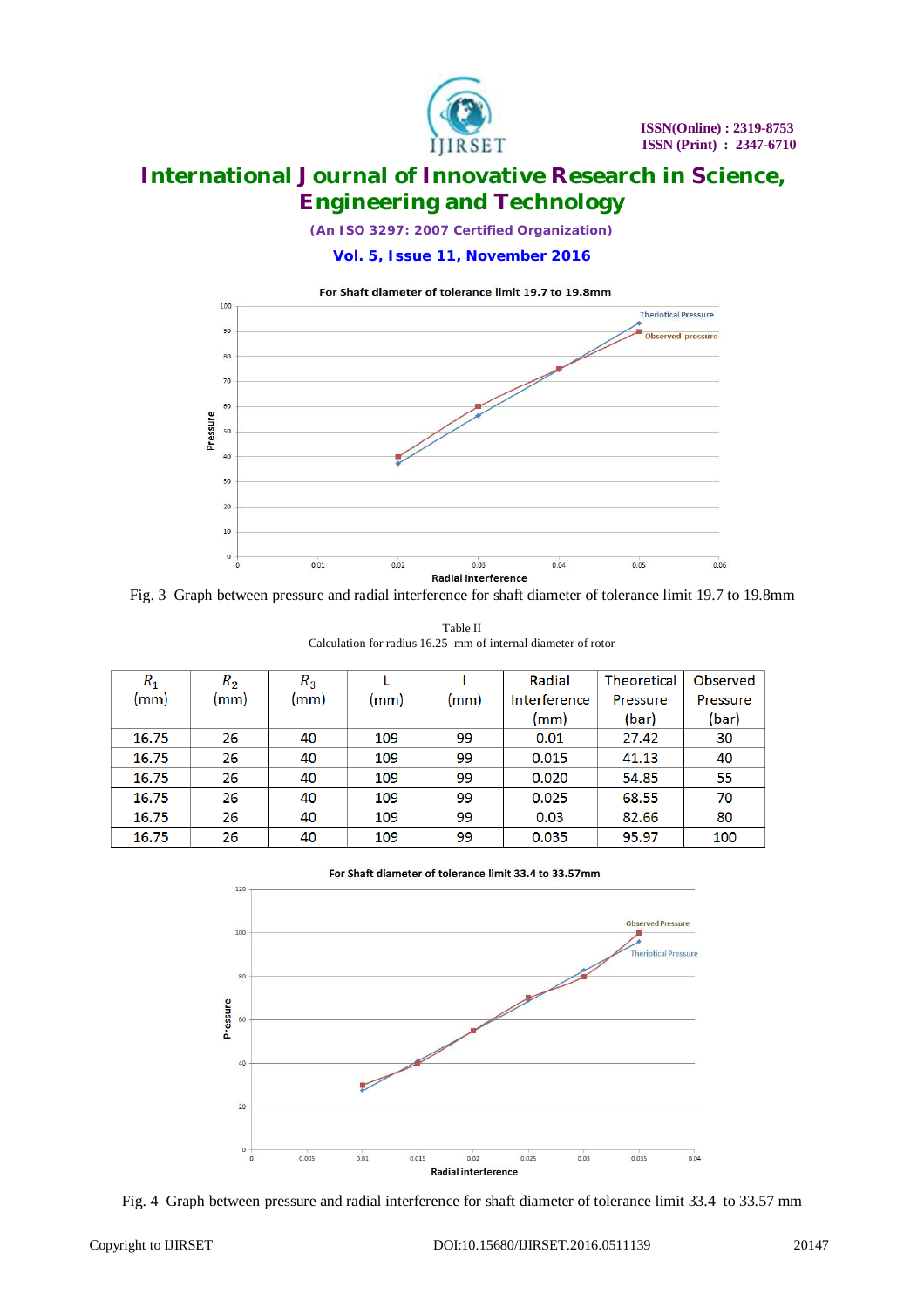Fig. 3 Graph between pressure and radial interference for shaft diameter of tolerance limit 19.7 to 19.8mm

Table II
Calculation for radius 16.25 mm of internal diameter of rotor

| $R_1$ (mm) | $R_2$ (mm) | $R_3$ (mm) | L (mm) | l (mm) | Radial Interference (mm) | Theoretical Pressure (bar) | Observed Pressure (bar) |
|---|---|---|---|---|---|---|---|
| 16.75 | 26 | 40 | 109 | 99 | 0.01 | 27.42 | 30 |
| 16.75 | 26 | 40 | 109 | 99 | 0.015 | 41.13 | 40 |
| 16.75 | 26 | 40 | 109 | 99 | 0.020 | 54.85 | 55 |
| 16.75 | 26 | 40 | 109 | 99 | 0.025 | 68.55 | 70 |
| 16.75 | 26 | 40 | 109 | 99 | 0.03 | 82.66 | 80 |
| 16.75 | 26 | 40 | 109 | 99 | 0.035 | 95.97 | 100 |

Fig. 4 Graph between pressure and radial interference for shaft diameter of tolerance limit 33.4 to 33.57 mm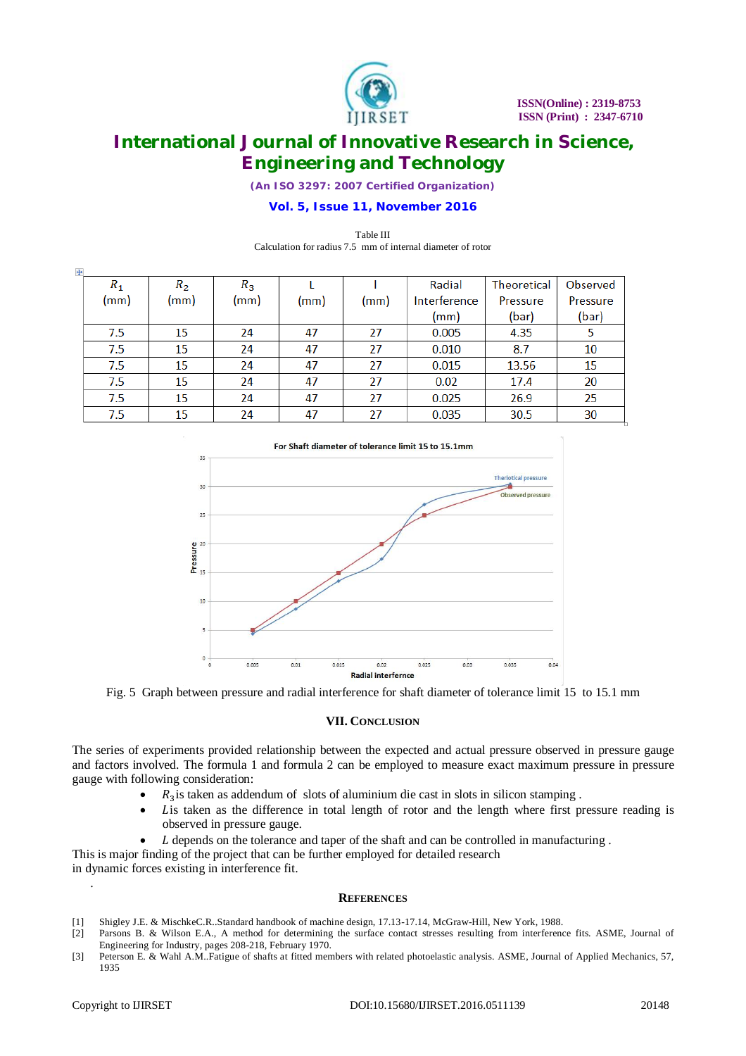Table III
Calculation for radius 7.5 mm of internal diameter of rotor

| $R_1$ (mm) | $R_2$ (mm) | $R_3$ (mm) | L (mm) | l (mm) | Radial Interference (mm) | Theoretical Pressure (bar) | Observed Pressure (bar) |
|---|---|---|---|---|---|---|---|
| 7.5 | 15 | 24 | 47 | 27 | 0.005 | 4.35 | 5 |
| 7.5 | 15 | 24 | 47 | 27 | 0.010 | 8.7 | 10 |
| 7.5 | 15 | 24 | 47 | 27 | 0.015 | 13.56 | 15 |
| 7.5 | 15 | 24 | 47 | 27 | 0.02 | 17.4 | 20 |
| 7.5 | 15 | 24 | 47 | 27 | 0.025 | 26.9 | 25 |
| 7.5 | 15 | 24 | 47 | 27 | 0.035 | 30.5 | 30 |

Fig. 5 Graph between pressure and radial interference for shaft diameter of tolerance limit 15 to 15.1 mm

## VII. Conclusion

The series of experiments provided relationship between the expected and actual pressure observed in pressure gauge and factors involved. The formula 1 and formula 2 can be employed to measure exact maximum pressure in pressure gauge with following consideration:

- $R_3$ is taken as addendum of slots of aluminium die cast in slots in silicon stamping .
- $L$ is taken as the difference in total length of rotor and the length where first pressure reading is observed in pressure gauge.
- $L$ depends on the tolerance and taper of the shaft and can be controlled in manufacturing .

This is major finding of the project that can be further employed for detailed research in dynamic forces existing in interference fit.

## References

[1] Shigley J.E. & MischkeC.R..Standard handbook of machine design, 17.13-17.14, McGraw-Hill, New York, 1988.

[2] Parsons B. & Wilson E.A., A method for determining the surface contact stresses resulting from interference fits. ASME, Journal of Engineering for Industry, pages 208-218, February 1970.

[3] Peterson E. & Wahl A.M..Fatigue of shafts at fitted members with related photoelastic analysis. ASME, Journal of Applied Mechanics, 57, 1935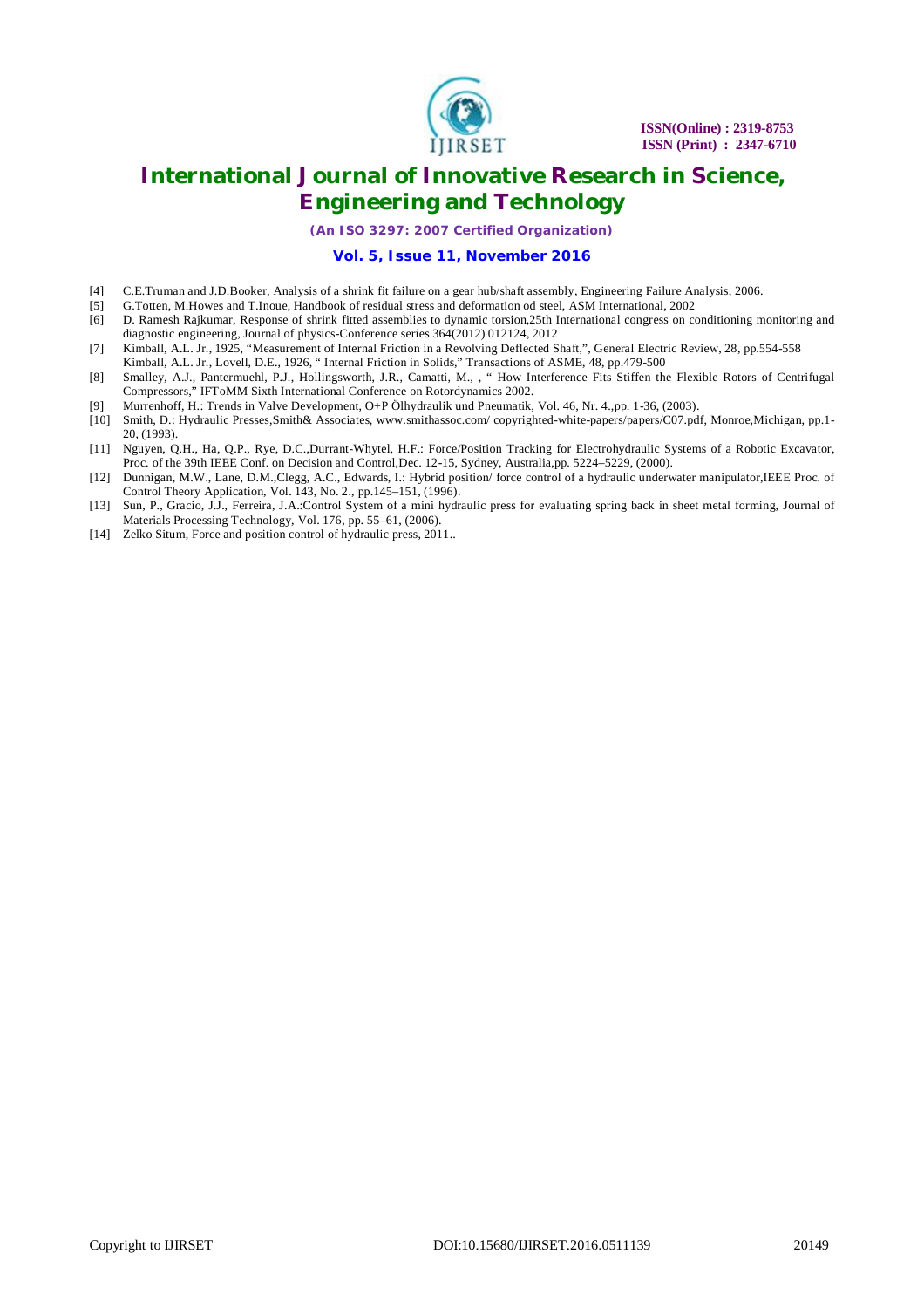[4] C.E.Truman and J.D.Booker, Analysis of a shrink fit failure on a gear hub/shaft assembly, Engineering Failure Analysis, 2006.

[5] G.Totten, M.Howes and T.Inoue, Handbook of residual stress and deformation od steel, ASM International, 2002

[6] D. Ramesh Rajkumar, Response of shrink fitted assemblies to dynamic torsion,25th International congress on conditioning monitoring and diagnostic engineering, Journal of physics-Conference series 364(2012) 012124, 2012

[7] Kimball, A.L. Jr., 1925, "Measurement of Internal Friction in a Revolving Deflected Shaft,", General Electric Review, 28, pp.554-558
Kimball, A.L. Jr., Lovell, D.E., 1926, " Internal Friction in Solids," Transactions of ASME, 48, pp.479-500

[8] Smalley, A.J., Pantermuehl, P.J., Hollingsworth, J.R., Camatti, M., , " How Interference Fits Stiffen the Flexible Rotors of Centrifugal Compressors," IFToMM Sixth International Conference on Rotordynamics 2002.

[9] Murrenhoff, H.: Trends in Valve Development, O+P Ölhydraulik und Pneumatik, Vol. 46, Nr. 4.,pp. 1-36, (2003).

[10] Smith, D.: Hydraulic Presses,Smith& Associates, www.smithassoc.com/ copyrighted-white-papers/papers/C07.pdf, Monroe,Michigan, pp.1-20, (1993).

[11] Nguyen, Q.H., Ha, Q.P., Rye, D.C.,Durrant-Whytel, H.F.: Force/Position Tracking for Electrohydraulic Systems of a Robotic Excavator, Proc. of the 39th IEEE Conf. on Decision and Control,Dec. 12-15, Sydney, Australia,pp. 5224–5229, (2000).

[12] Dunnigan, M.W., Lane, D.M.,Clegg, A.C., Edwards, I.: Hybrid position/ force control of a hydraulic underwater manipulator,IEEE Proc. of Control Theory Application, Vol. 143, No. 2., pp.145–151, (1996).

[13] Sun, P., Gracio, J.J., Ferreira, J.A.:Control System of a mini hydraulic press for evaluating spring back in sheet metal forming, Journal of Materials Processing Technology, Vol. 176, pp. 55–61, (2006).

[14] Zelko Situm, Force and position control of hydraulic press, 2011..